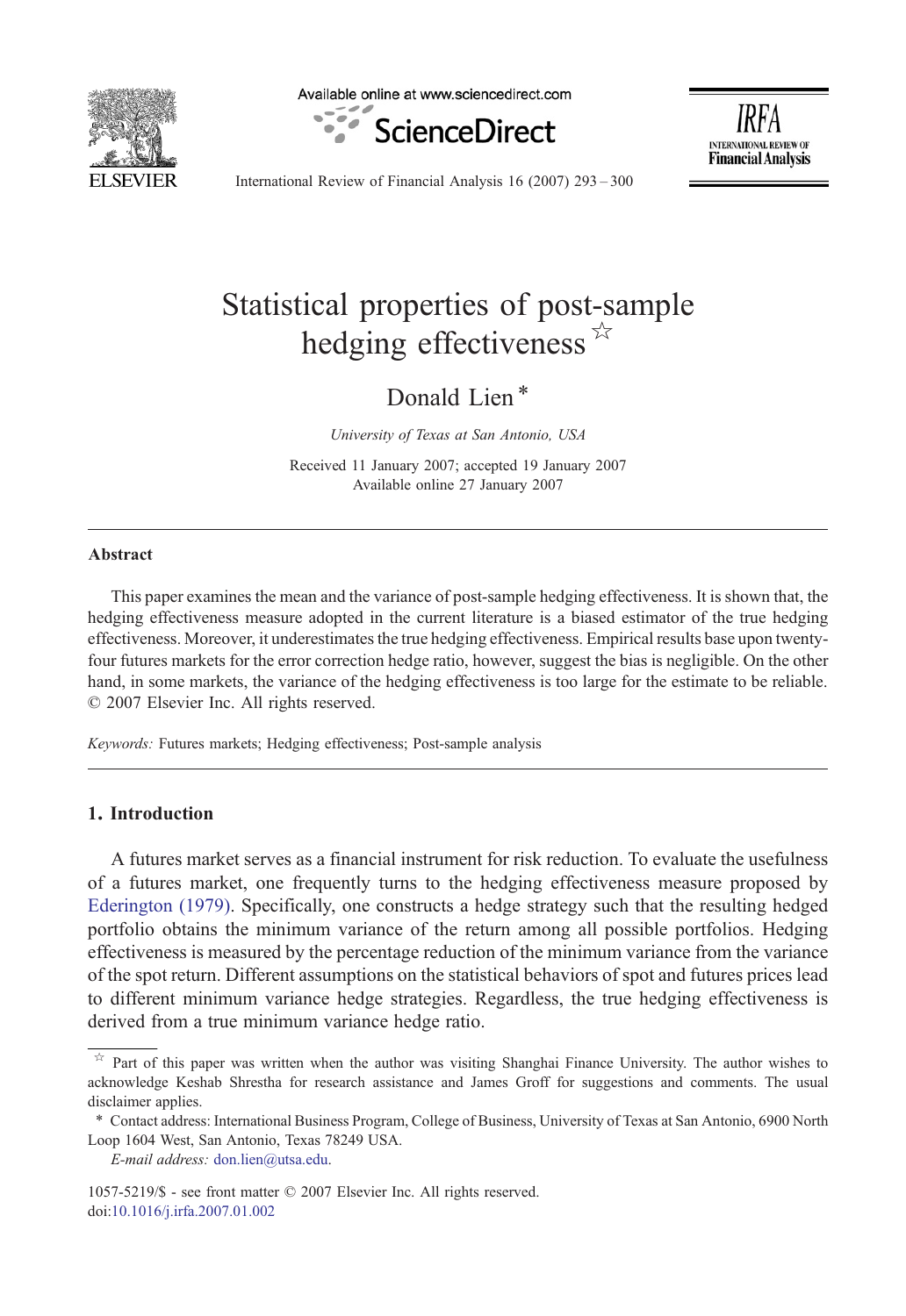# Statistical properties of post-sample hedging effectiveness ☆

Donald Lien *

*University of Texas at San Antonio, USA*

Received 11 January 2007; accepted 19 January 2007
Available online 27 January 2007

## Abstract

This paper examines the mean and the variance of post-sample hedging effectiveness. It is shown that, the hedging effectiveness measure adopted in the current literature is a biased estimator of the true hedging effectiveness. Moreover, it underestimates the true hedging effectiveness. Empirical results base upon twenty-four futures markets for the error correction hedge ratio, however, suggest the bias is negligible. On the other hand, in some markets, the variance of the hedging effectiveness is too large for the estimate to be reliable.
© 2007 Elsevier Inc. All rights reserved.

*Keywords:* Futures markets; Hedging effectiveness; Post-sample analysis

## 1. Introduction

A futures market serves as a financial instrument for risk reduction. To evaluate the usefulness of a futures market, one frequently turns to the hedging effectiveness measure proposed by Ederington (1979). Specifically, one constructs a hedge strategy such that the resulting hedged portfolio obtains the minimum variance of the return among all possible portfolios. Hedging effectiveness is measured by the percentage reduction of the minimum variance from the variance of the spot return. Different assumptions on the statistical behaviors of spot and futures prices lead to different minimum variance hedge strategies. Regardless, the true hedging effectiveness is derived from a true minimum variance hedge ratio.

☆ Part of this paper was written when the author was visiting Shanghai Finance University. The author wishes to acknowledge Keshab Shrestha for research assistance and James Groff for suggestions and comments. The usual disclaimer applies.

\* Contact address: International Business Program, College of Business, University of Texas at San Antonio, 6900 North Loop 1604 West, San Antonio, Texas 78249 USA.

*E-mail address:* don.lien@utsa.edu.

1057-5219/$ - see front matter © 2007 Elsevier Inc. All rights reserved.
doi:10.1016/j.irfa.2007.01.002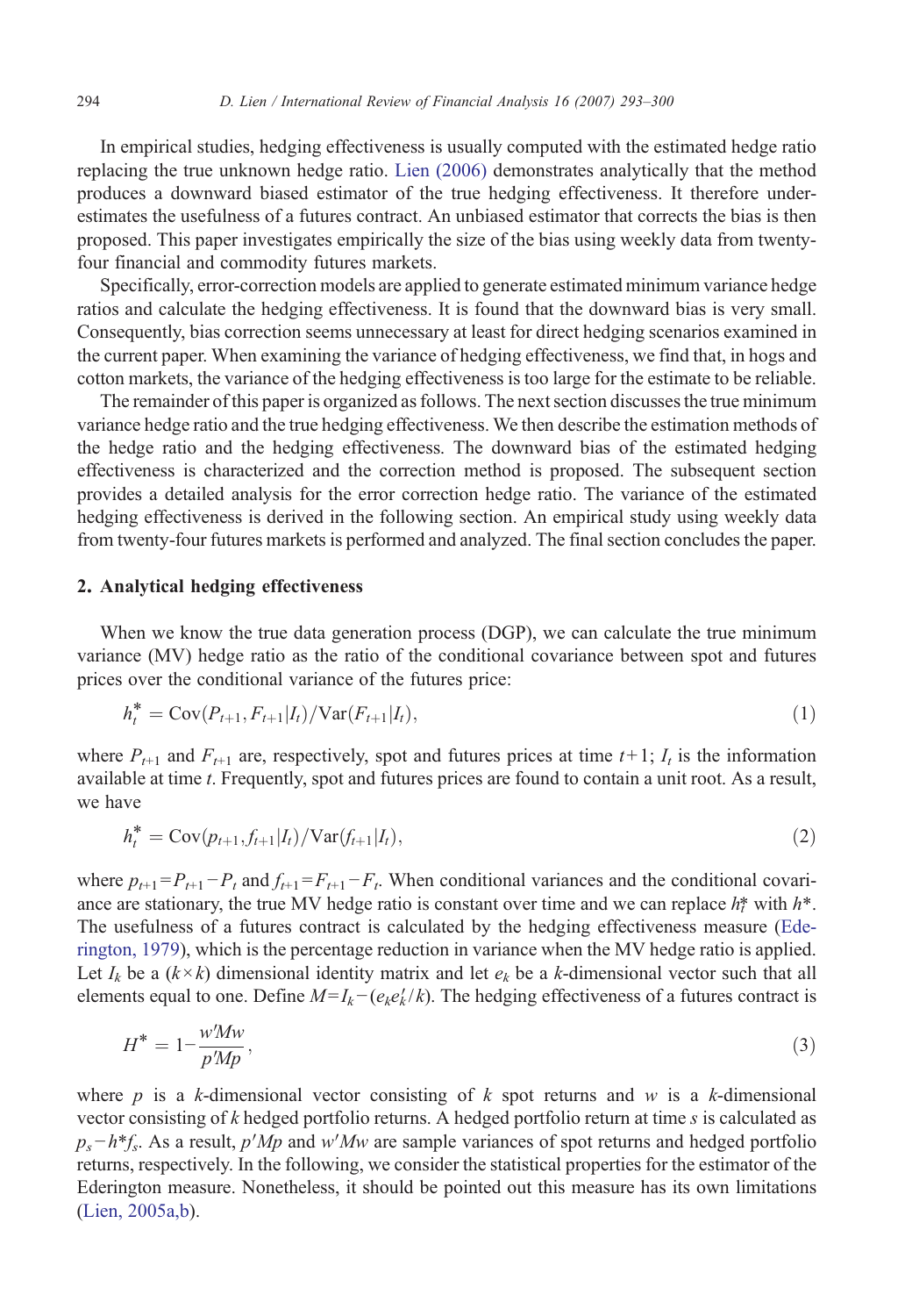In empirical studies, hedging effectiveness is usually computed with the estimated hedge ratio replacing the true unknown hedge ratio. Lien (2006) demonstrates analytically that the method produces a downward biased estimator of the true hedging effectiveness. It therefore underestimates the usefulness of a futures contract. An unbiased estimator that corrects the bias is then proposed. This paper investigates empirically the size of the bias using weekly data from twenty-four financial and commodity futures markets.

Specifically, error-correction models are applied to generate estimated minimum variance hedge ratios and calculate the hedging effectiveness. It is found that the downward bias is very small. Consequently, bias correction seems unnecessary at least for direct hedging scenarios examined in the current paper. When examining the variance of hedging effectiveness, we find that, in hogs and cotton markets, the variance of the hedging effectiveness is too large for the estimate to be reliable.

The remainder of this paper is organized as follows. The next section discusses the true minimum variance hedge ratio and the true hedging effectiveness. We then describe the estimation methods of the hedge ratio and the hedging effectiveness. The downward bias of the estimated hedging effectiveness is characterized and the correction method is proposed. The subsequent section provides a detailed analysis for the error correction hedge ratio. The variance of the estimated hedging effectiveness is derived in the following section. An empirical study using weekly data from twenty-four futures markets is performed and analyzed. The final section concludes the paper.

## 2. Analytical hedging effectiveness

When we know the true data generation process (DGP), we can calculate the true minimum variance (MV) hedge ratio as the ratio of the conditional covariance between spot and futures prices over the conditional variance of the futures price:

$$h_t^* = \mathrm{Cov}(P_{t+1}, F_{t+1}|I_t)/\mathrm{Var}(F_{t+1}|I_t), \tag{1}$$

where $P_{t+1}$ and $F_{t+1}$ are, respectively, spot and futures prices at time $t+1$; $I_t$ is the information available at time $t$. Frequently, spot and futures prices are found to contain a unit root. As a result, we have

$$h_t^* = \mathrm{Cov}(p_{t+1}, f_{t+1}|I_t)/\mathrm{Var}(f_{t+1}|I_t), \tag{2}$$

where $p_{t+1}=P_{t+1}-P_t$ and $f_{t+1}=F_{t+1}-F_t$. When conditional variances and the conditional covariance are stationary, the true MV hedge ratio is constant over time and we can replace $h_t^*$ with $h^*$. The usefulness of a futures contract is calculated by the hedging effectiveness measure (Ederington, 1979), which is the percentage reduction in variance when the MV hedge ratio is applied. Let $I_k$ be a $(k\times k)$ dimensional identity matrix and let $e_k$ be a $k$-dimensional vector such that all elements equal to one. Define $M=I_k-(e_k e_k'/k)$. The hedging effectiveness of a futures contract is

$$H^* = 1 - \frac{w'Mw}{p'Mp}, \tag{3}$$

where $p$ is a $k$-dimensional vector consisting of $k$ spot returns and $w$ is a $k$-dimensional vector consisting of $k$ hedged portfolio returns. A hedged portfolio return at time $s$ is calculated as $p_s - h^* f_s$. As a result, $p'Mp$ and $w'Mw$ are sample variances of spot returns and hedged portfolio returns, respectively. In the following, we consider the statistical properties for the estimator of the Ederington measure. Nonetheless, it should be pointed out this measure has its own limitations (Lien, 2005a,b).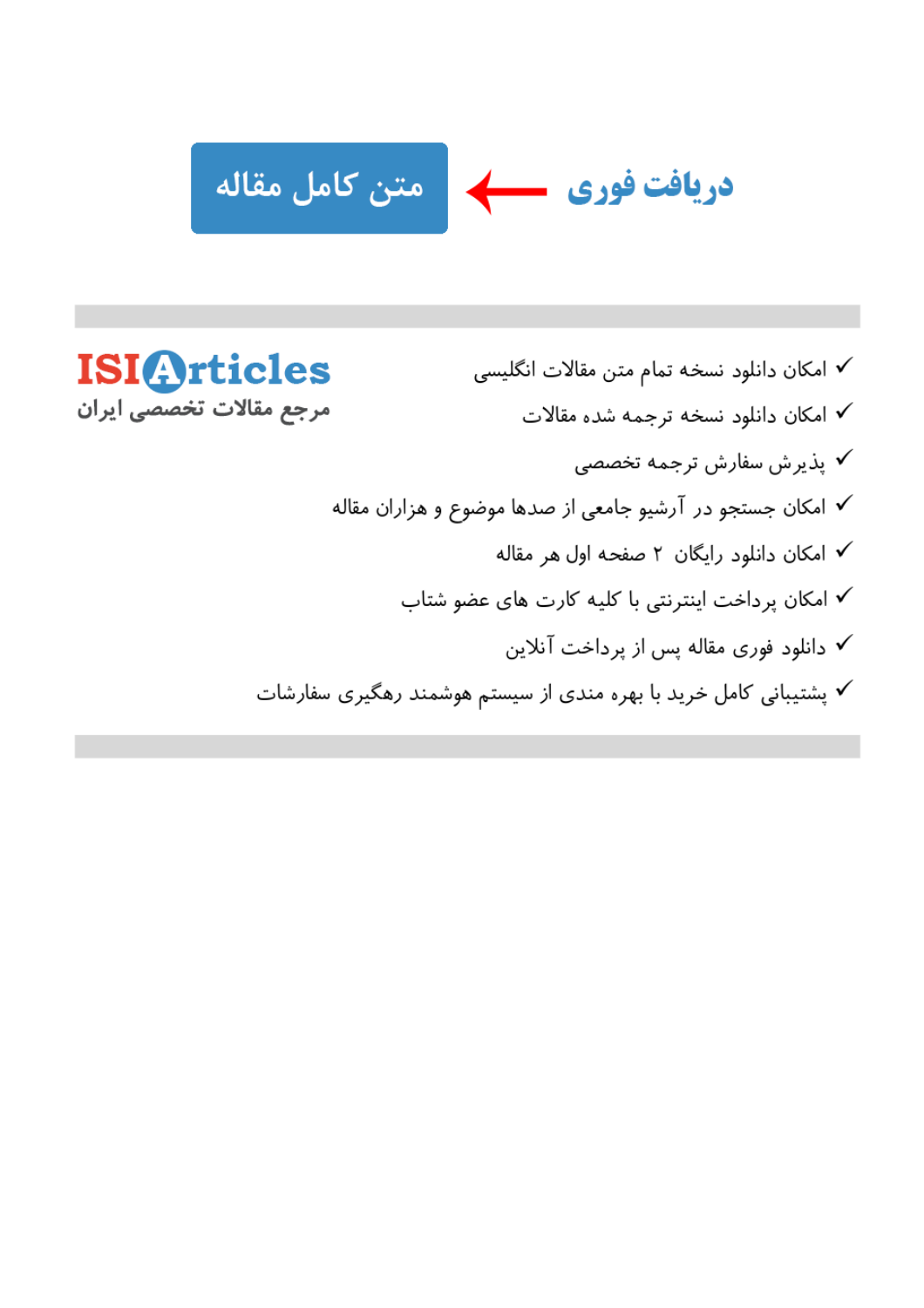دریافت فوری ← متن کامل مقاله

ISIArticles
مرجع مقالات تخصصی ایران

- ✓ امکان دانلود نسخه تمام متن مقالات انگلیسی
- ✓ امکان دانلود نسخه ترجمه شده مقالات
- ✓ پذیرش سفارش ترجمه تخصصی
- ✓ امکان جستجو در آرشیو جامعی از صدها موضوع و هزاران مقاله
- ✓ امکان دانلود رایگان ۲ صفحه اول هر مقاله
- ✓ امکان پرداخت اینترنتی با کلیه کارت های عضو شتاب
- ✓ دانلود فوری مقاله پس از پرداخت آنلاین
- ✓ پشتیبانی کامل خرید با بهره مندی از سیستم هوشمند رهگیری سفارشات